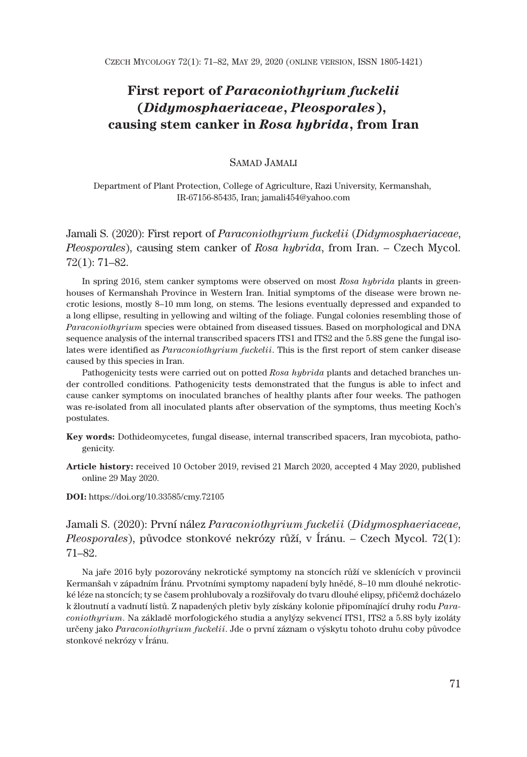# First report of *Paraconiothyrium fuckelii* (*Didymosphaeriaceae*, *Pleosporales*), causing stem canker in *Rosa hybrida*, from Iran

Samad Jamali

Department of Plant Protection, College of Agriculture, Razi University, Kermanshah, IR-67156-85435, Iran; jamali454@yahoo.com

Jamali S. (2020): First report of *Paraconiothyrium fuckelii* (*Didymosphaeriaceae*, *Pleosporales*), causing stem canker of *Rosa hybrida*, from Iran. – Czech Mycol. 72(1): 71–82.

In spring 2016, stem canker symptoms were observed on most *Rosa hybrida* plants in greenhouses of Kermanshah Province in Western Iran. Initial symptoms of the disease were brown necrotic lesions, mostly 8–10 mm long, on stems. The lesions eventually depressed and expanded to a long ellipse, resulting in yellowing and wilting of the foliage. Fungal colonies resembling those of *Paraconiothyrium* species were obtained from diseased tissues. Based on morphological and DNA sequence analysis of the internal transcribed spacers ITS1 and ITS2 and the 5.8S gene the fungal isolates were identified as *Paraconiothyrium fuckelii*. This is the first report of stem canker disease caused by this species in Iran.

Pathogenicity tests were carried out on potted *Rosa hybrida* plants and detached branches under controlled conditions. Pathogenicity tests demonstrated that the fungus is able to infect and cause canker symptoms on inoculated branches of healthy plants after four weeks. The pathogen was re-isolated from all inoculated plants after observation of the symptoms, thus meeting Koch's postulates.

**Key words:** Dothideomycetes, fungal disease, internal transcribed spacers, Iran mycobiota, pathogenicity.

**Article history:** received 10 October 2019, revised 21 March 2020, accepted 4 May 2020, published online 29 May 2020.

**DOI:** https://doi.org/10.33585/cmy.72105

Jamali S. (2020): První nález *Paraconiothyrium fuckelii* (*Didymosphaeriaceae*, *Pleosporales*), původce stonkové nekrózy růží, v Íránu. – Czech Mycol. 72(1): 71–82.

Na jaře 2016 byly pozorovány nekrotické symptomy na stoncích růží ve sklenících v provincii Kermanšah v západním Íránu. Prvotními symptomy napadení byly hnědé, 8–10 mm dlouhé nekrotické léze na stoncích; ty se časem prohlubovaly a rozšiřovaly do tvaru dlouhé elipsy, přičemž docházelo k žloutnutí a vadnutí listů. Z napadených pletiv byly získány kolonie připomínající druhy rodu *Paraconiothyrium*. Na základě morfologického studia a anylýzy sekvencí ITS1, ITS2 a 5.8S byly izoláty určeny jako *Paraconiothyrium fuckelii*. Jde o první záznam o výskytu tohoto druhu coby původce stonkové nekrózy v Íránu.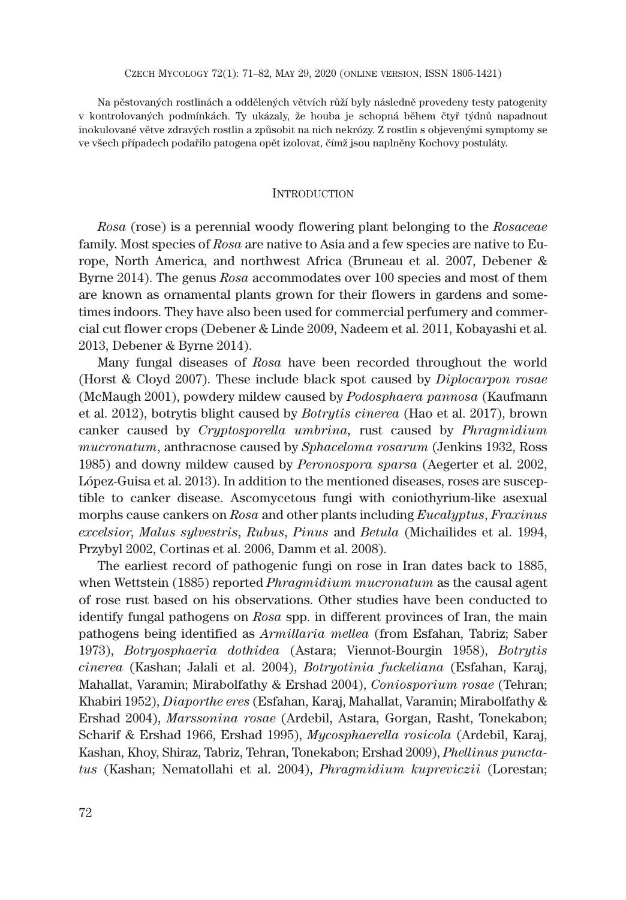Na pěstovaných rostlinách a oddělených větvích růží byly následně provedeny testy patogenity v kontrolovaných podmínkách. Ty ukázaly, že houba je schopná během čtyř týdnů napadnout inokulované větve zdravých rostlin a způsobit na nich nekrózy. Z rostlin s objevenými symptomy se ve všech případech podařilo patogena opět izolovat, čímž jsou naplněny Kochovy postuláty.

## INTRODUCTION

*Rosa* (rose) is a perennial woody flowering plant belonging to the *Rosaceae* family. Most species of *Rosa* are native to Asia and a few species are native to Europe, North America, and northwest Africa (Bruneau et al. 2007, Debener & Byrne 2014). The genus *Rosa* accommodates over 100 species and most of them are known as ornamental plants grown for their flowers in gardens and sometimes indoors. They have also been used for commercial perfumery and commercial cut flower crops (Debener & Linde 2009, Nadeem et al. 2011, Kobayashi et al. 2013, Debener & Byrne 2014).

Many fungal diseases of *Rosa* have been recorded throughout the world (Horst & Cloyd 2007). These include black spot caused by *Diplocarpon rosae* (McMaugh 2001), powdery mildew caused by *Podosphaera pannosa* (Kaufmann et al. 2012), botrytis blight caused by *Botrytis cinerea* (Hao et al. 2017), brown canker caused by *Cryptosporella umbrina*, rust caused by *Phragmidium mucronatum*, anthracnose caused by *Sphaceloma rosarum* (Jenkins 1932, Ross 1985) and downy mildew caused by *Peronospora sparsa* (Aegerter et al. 2002, López-Guisa et al. 2013). In addition to the mentioned diseases, roses are susceptible to canker disease. Ascomycetous fungi with coniothyrium-like asexual morphs cause cankers on *Rosa* and other plants including *Eucalyptus*, *Fraxinus excelsior*, *Malus sylvestris*, *Rubus*, *Pinus* and *Betula* (Michailides et al. 1994, Przybyl 2002, Cortinas et al. 2006, Damm et al. 2008).

The earliest record of pathogenic fungi on rose in Iran dates back to 1885, when Wettstein (1885) reported *Phragmidium mucronatum* as the causal agent of rose rust based on his observations. Other studies have been conducted to identify fungal pathogens on *Rosa* spp. in different provinces of Iran, the main pathogens being identified as *Armillaria mellea* (from Esfahan, Tabriz; Saber 1973), *Botryosphaeria dothidea* (Astara; Viennot-Bourgin 1958), *Botrytis cinerea* (Kashan; Jalali et al. 2004), *Botryotinia fuckeliana* (Esfahan, Karaj, Mahallat, Varamin; Mirabolfathy & Ershad 2004), *Coniosporium rosae* (Tehran; Khabiri 1952), *Diaporthe eres* (Esfahan, Karaj, Mahallat, Varamin; Mirabolfathy & Ershad 2004), *Marssonina rosae* (Ardebil, Astara, Gorgan, Rasht, Tonekabon; Scharif & Ershad 1966, Ershad 1995), *Mycosphaerella rosicola* (Ardebil, Karaj, Kashan, Khoy, Shiraz, Tabriz, Tehran, Tonekabon; Ershad 2009), *Phellinus punctatus* (Kashan; Nematollahi et al. 2004), *Phragmidium kupreviczii* (Lorestan;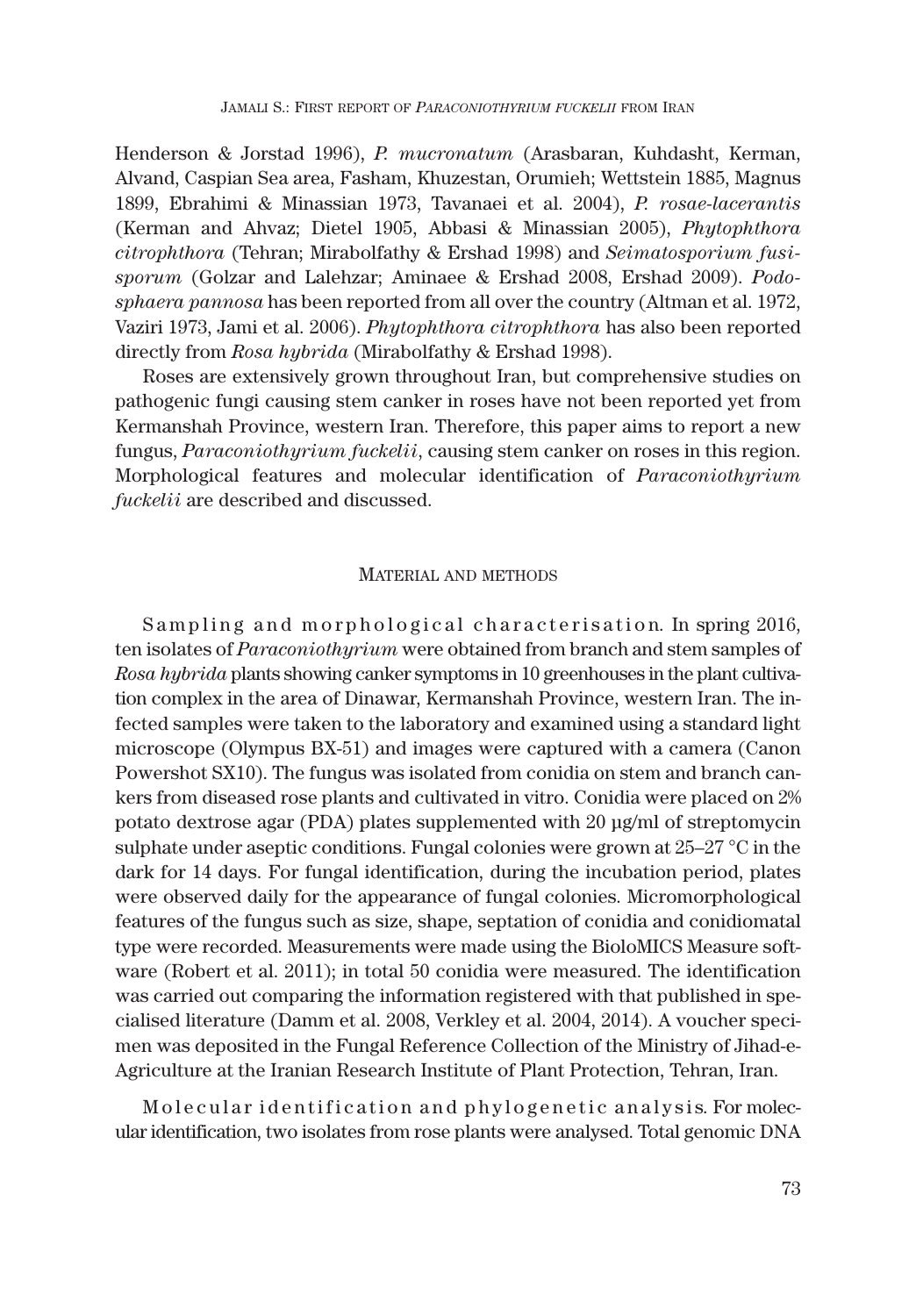Henderson & Jorstad 1996), *P. mucronatum* (Arasbaran, Kuhdasht, Kerman, Alvand, Caspian Sea area, Fasham, Khuzestan, Orumieh; Wettstein 1885, Magnus 1899, Ebrahimi & Minassian 1973, Tavanaei et al. 2004), *P. rosae-lacerantis* (Kerman and Ahvaz; Dietel 1905, Abbasi & Minassian 2005), *Phytophthora citrophthora* (Tehran; Mirabolfathy & Ershad 1998) and *Seimatosporium fusisporum* (Golzar and Lalehzar; Aminaee & Ershad 2008, Ershad 2009). *Podosphaera pannosa* has been reported from all over the country (Altman et al. 1972, Vaziri 1973, Jami et al. 2006). *Phytophthora citrophthora* has also been reported directly from *Rosa hybrida* (Mirabolfathy & Ershad 1998).

Roses are extensively grown throughout Iran, but comprehensive studies on pathogenic fungi causing stem canker in roses have not been reported yet from Kermanshah Province, western Iran. Therefore, this paper aims to report a new fungus, *Paraconiothyrium fuckelii*, causing stem canker on roses in this region. Morphological features and molecular identification of *Paraconiothyrium fuckelii* are described and discussed.

## Material and methods

Sampling and morphological characterisation. In spring 2016, ten isolates of *Paraconiothyrium* were obtained from branch and stem samples of *Rosa hybrida* plants showing canker symptoms in 10 greenhouses in the plant cultivation complex in the area of Dinawar, Kermanshah Province, western Iran. The infected samples were taken to the laboratory and examined using a standard light microscope (Olympus BX-51) and images were captured with a camera (Canon Powershot SX10). The fungus was isolated from conidia on stem and branch cankers from diseased rose plants and cultivated in vitro. Conidia were placed on 2% potato dextrose agar (PDA) plates supplemented with 20 µg/ml of streptomycin sulphate under aseptic conditions. Fungal colonies were grown at 25–27 °C in the dark for 14 days. For fungal identification, during the incubation period, plates were observed daily for the appearance of fungal colonies. Micromorphological features of the fungus such as size, shape, septation of conidia and conidiomatal type were recorded. Measurements were made using the BioloMICS Measure software (Robert et al. 2011); in total 50 conidia were measured. The identification was carried out comparing the information registered with that published in specialised literature (Damm et al. 2008, Verkley et al. 2004, 2014). A voucher specimen was deposited in the Fungal Reference Collection of the Ministry of Jihad-e-Agriculture at the Iranian Research Institute of Plant Protection, Tehran, Iran.

Molecular identification and phylogenetic analysis. For molecular identification, two isolates from rose plants were analysed. Total genomic DNA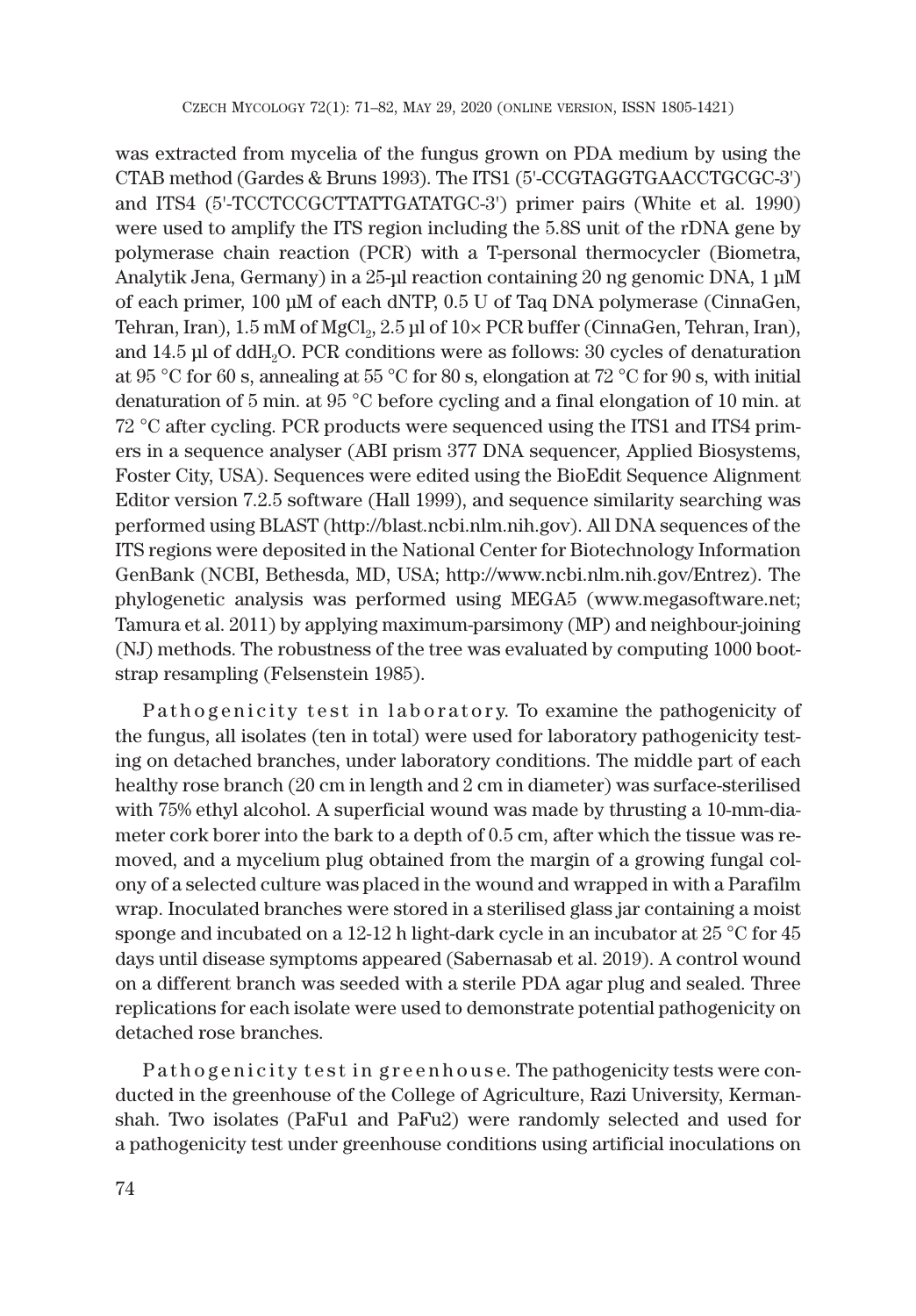was extracted from mycelia of the fungus grown on PDA medium by using the CTAB method (Gardes & Bruns 1993). The ITS1 (5'-CCGTAGGTGAACCTGCGC-3') and ITS4 (5'-TCCTCCGCTTATTGATATGC-3') primer pairs (White et al. 1990) were used to amplify the ITS region including the 5.8S unit of the rDNA gene by polymerase chain reaction (PCR) with a T-personal thermocycler (Biometra, Analytik Jena, Germany) in a 25-µl reaction containing 20 ng genomic DNA, 1 µM of each primer, 100 µM of each dNTP, 0.5 U of Taq DNA polymerase (CinnaGen, Tehran, Iran), 1.5 mM of $MgCl_2$, 2.5 µl of 10× PCR buffer (CinnaGen, Tehran, Iran), and 14.5 µl of dd$H_2O$. PCR conditions were as follows: 30 cycles of denaturation at 95 °C for 60 s, annealing at 55 °C for 80 s, elongation at 72 °C for 90 s, with initial denaturation of 5 min. at 95 °C before cycling and a final elongation of 10 min. at 72 °C after cycling. PCR products were sequenced using the ITS1 and ITS4 primers in a sequence analyser (ABI prism 377 DNA sequencer, Applied Biosystems, Foster City, USA). Sequences were edited using the BioEdit Sequence Alignment Editor version 7.2.5 software (Hall 1999), and sequence similarity searching was performed using BLAST (http://blast.ncbi.nlm.nih.gov). All DNA sequences of the ITS regions were deposited in the National Center for Biotechnology Information GenBank (NCBI, Bethesda, MD, USA; http://www.ncbi.nlm.nih.gov/Entrez). The phylogenetic analysis was performed using MEGA5 (www.megasoftware.net; Tamura et al. 2011) by applying maximum-parsimony (MP) and neighbour-joining (NJ) methods. The robustness of the tree was evaluated by computing 1000 bootstrap resampling (Felsenstein 1985).

Pathogenicity test in laboratory. To examine the pathogenicity of the fungus, all isolates (ten in total) were used for laboratory pathogenicity testing on detached branches, under laboratory conditions. The middle part of each healthy rose branch (20 cm in length and 2 cm in diameter) was surface-sterilised with 75% ethyl alcohol. A superficial wound was made by thrusting a 10-mm-diameter cork borer into the bark to a depth of 0.5 cm, after which the tissue was removed, and a mycelium plug obtained from the margin of a growing fungal colony of a selected culture was placed in the wound and wrapped in with a Parafilm wrap. Inoculated branches were stored in a sterilised glass jar containing a moist sponge and incubated on a 12-12 h light-dark cycle in an incubator at 25 °C for 45 days until disease symptoms appeared (Sabernasab et al. 2019). A control wound on a different branch was seeded with a sterile PDA agar plug and sealed. Three replications for each isolate were used to demonstrate potential pathogenicity on detached rose branches.

Pathogenicity test in greenhouse. The pathogenicity tests were conducted in the greenhouse of the College of Agriculture, Razi University, Kermanshah. Two isolates (PaFu1 and PaFu2) were randomly selected and used for a pathogenicity test under greenhouse conditions using artificial inoculations on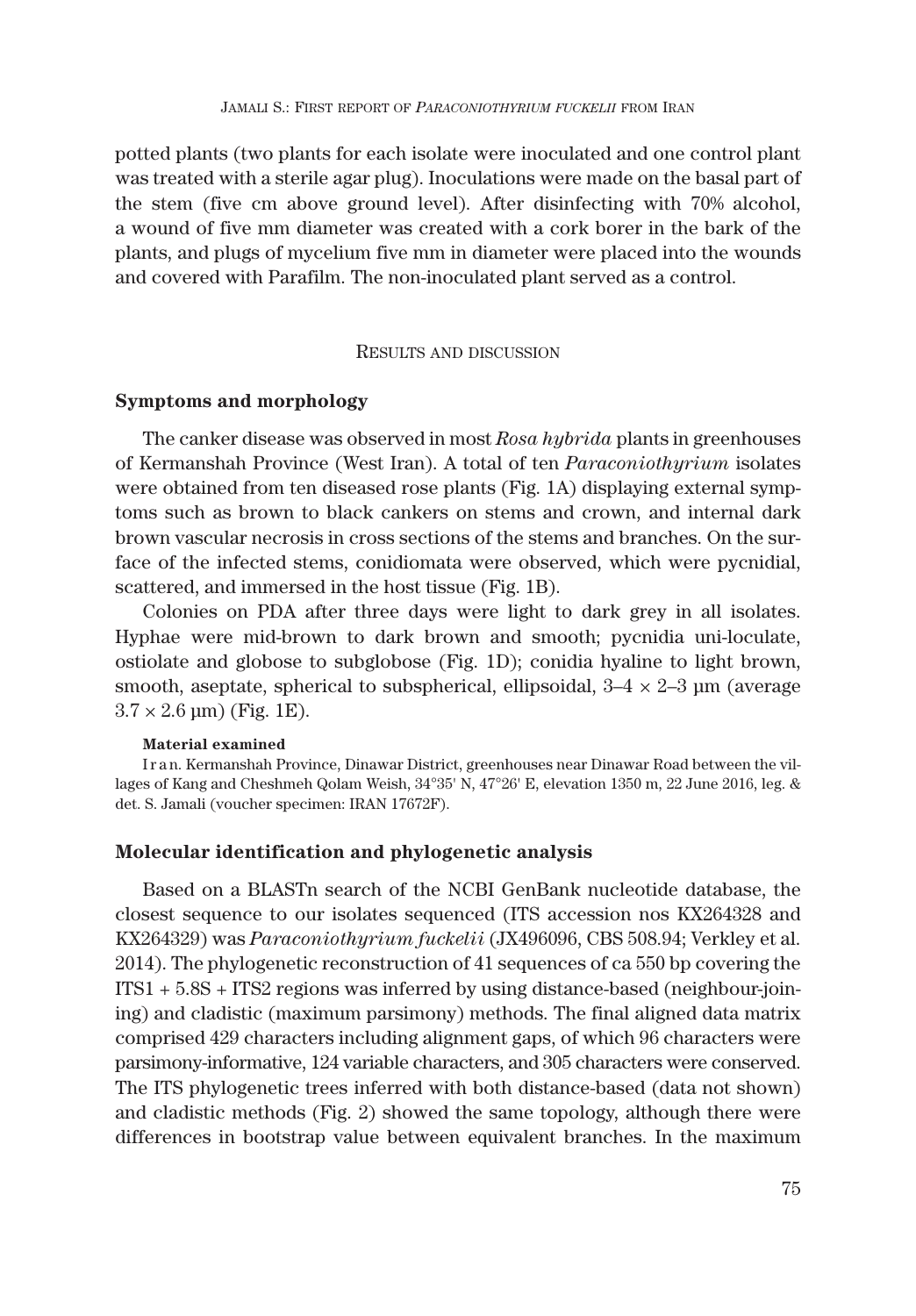potted plants (two plants for each isolate were inoculated and one control plant was treated with a sterile agar plug). Inoculations were made on the basal part of the stem (five cm above ground level). After disinfecting with 70% alcohol, a wound of five mm diameter was created with a cork borer in the bark of the plants, and plugs of mycelium five mm in diameter were placed into the wounds and covered with Parafilm. The non-inoculated plant served as a control.

## Results and discussion

### Symptoms and morphology

The canker disease was observed in most *Rosa hybrida* plants in greenhouses of Kermanshah Province (West Iran). A total of ten *Paraconiothyrium* isolates were obtained from ten diseased rose plants (Fig. 1A) displaying external symptoms such as brown to black cankers on stems and crown, and internal dark brown vascular necrosis in cross sections of the stems and branches. On the surface of the infected stems, conidiomata were observed, which were pycnidial, scattered, and immersed in the host tissue (Fig. 1B).

Colonies on PDA after three days were light to dark grey in all isolates. Hyphae were mid-brown to dark brown and smooth; pycnidia uni-loculate, ostiolate and globose to subglobose (Fig. 1D); conidia hyaline to light brown, smooth, aseptate, spherical to subspherical, ellipsoidal, 3–4 × 2–3 µm (average 3.7 × 2.6 µm) (Fig. 1E).

**Material examined**

Iran. Kermanshah Province, Dinawar District, greenhouses near Dinawar Road between the villages of Kang and Cheshmeh Qolam Weish, 34°35' N, 47°26' E, elevation 1350 m, 22 June 2016, leg. & det. S. Jamali (voucher specimen: IRAN 17672F).

### Molecular identification and phylogenetic analysis

Based on a BLASTn search of the NCBI GenBank nucleotide database, the closest sequence to our isolates sequenced (ITS accession nos KX264328 and KX264329) was *Paraconiothyrium fuckelii* (JX496096, CBS 508.94; Verkley et al. 2014). The phylogenetic reconstruction of 41 sequences of ca 550 bp covering the ITS1 + 5.8S + ITS2 regions was inferred by using distance-based (neighbour-joining) and cladistic (maximum parsimony) methods. The final aligned data matrix comprised 429 characters including alignment gaps, of which 96 characters were parsimony-informative, 124 variable characters, and 305 characters were conserved. The ITS phylogenetic trees inferred with both distance-based (data not shown) and cladistic methods (Fig. 2) showed the same topology, although there were differences in bootstrap value between equivalent branches. In the maximum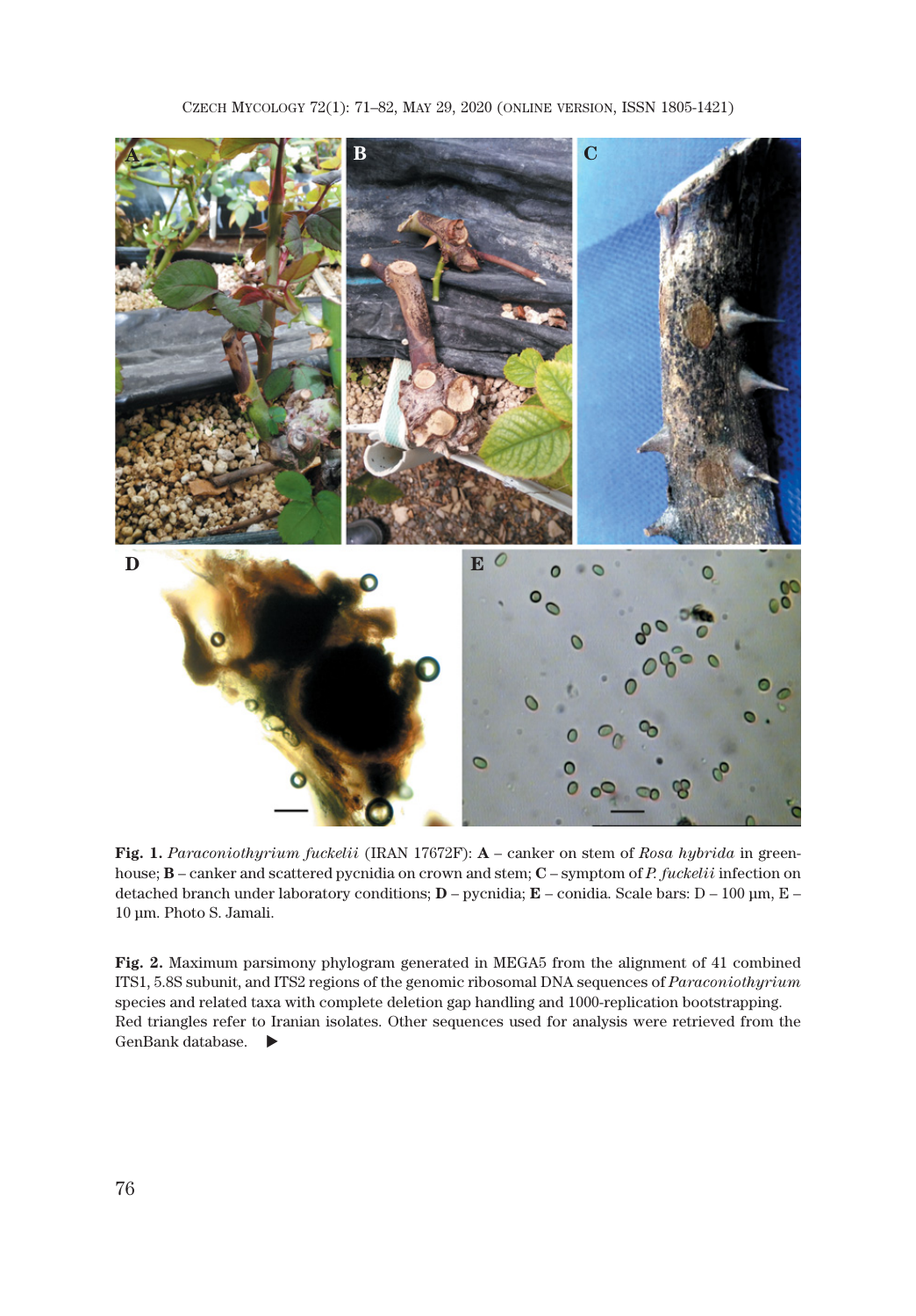**Fig. 1.** *Paraconiothyrium fuckelii* (IRAN 17672F): **A** – canker on stem of *Rosa hybrida* in greenhouse; **B** – canker and scattered pycnidia on crown and stem; **C** – symptom of *P. fuckelii* infection on detached branch under laboratory conditions; **D** – pycnidia; **E** – conidia. Scale bars: D – 100 µm, E – 10 µm. Photo S. Jamali.

**Fig. 2.** Maximum parsimony phylogram generated in MEGA5 from the alignment of 41 combined ITS1, 5.8S subunit, and ITS2 regions of the genomic ribosomal DNA sequences of *Paraconiothyrium* species and related taxa with complete deletion gap handling and 1000-replication bootstrapping. Red triangles refer to Iranian isolates. Other sequences used for analysis were retrieved from the GenBank database. ▶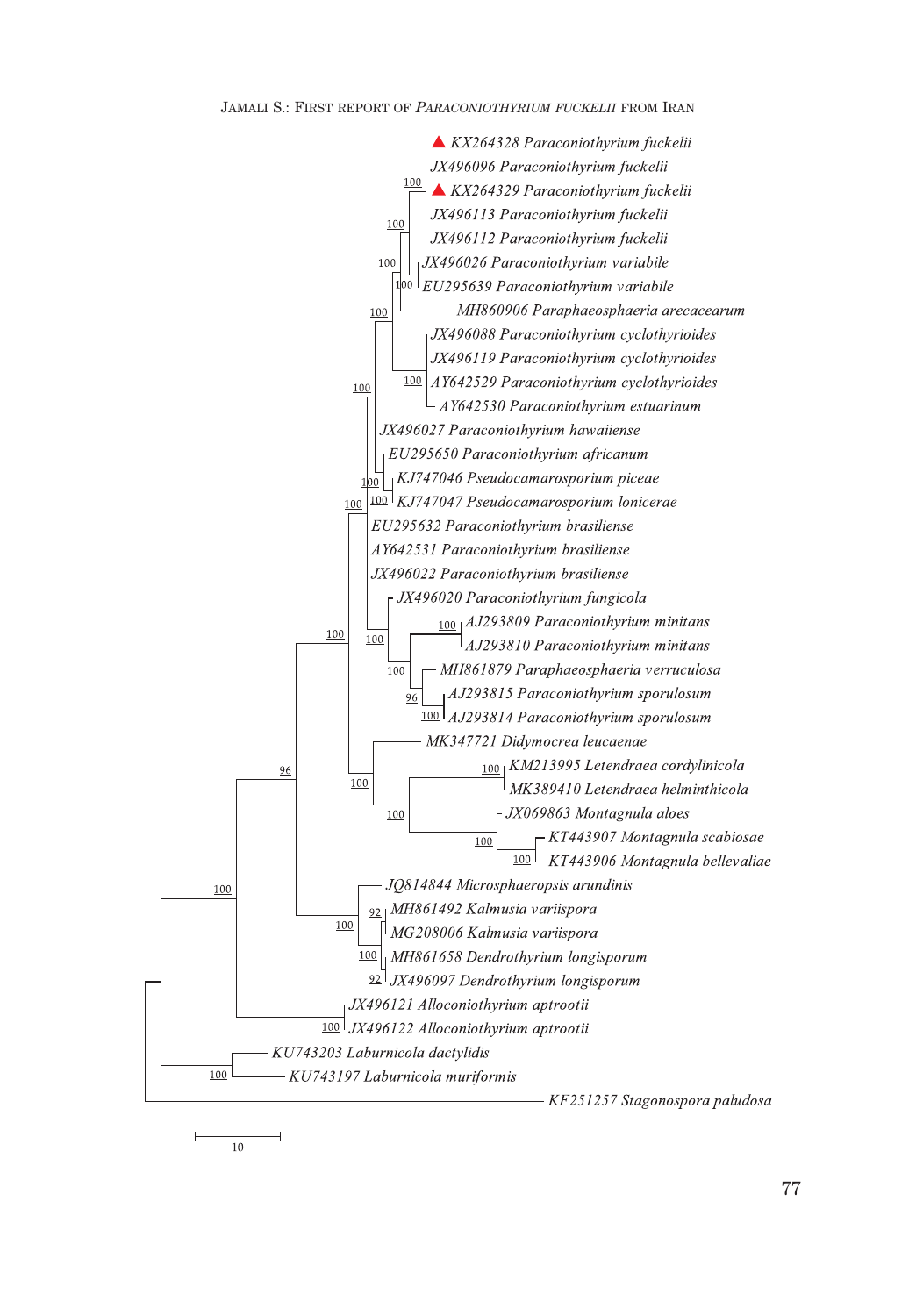▲ KX264328 *Paraconiothyrium fuckelii*

JX496096 *Paraconiothyrium fuckelii*

▲ KX264329 *Paraconiothyrium fuckelii*

JX496113 *Paraconiothyrium fuckelii*

JX496112 *Paraconiothyrium fuckelii*

JX496026 *Paraconiothyrium variabile*

EU295639 *Paraconiothyrium variabile*

MH860906 *Paraphaeosphaeria arecacearum*

JX496088 *Paraconiothyrium cyclothyrioides*

JX496119 *Paraconiothyrium cyclothyrioides*

AY642529 *Paraconiothyrium cyclothyrioides*

AY642530 *Paraconiothyrium estuarinum*

JX496027 *Paraconiothyrium hawaiiense*

EU295650 *Paraconiothyrium africanum*

KJ747046 *Pseudocamarosporium piceae*

KJ747047 *Pseudocamarosporium lonicerae*

EU295632 *Paraconiothyrium brasiliense*

AY642531 *Paraconiothyrium brasiliense*

JX496022 *Paraconiothyrium brasiliense*

JX496020 *Paraconiothyrium fungicola*

AJ293809 *Paraconiothyrium minitans*

AJ293810 *Paraconiothyrium minitans*

MH861879 *Paraphaeosphaeria verruculosa*

AJ293815 *Paraconiothyrium sporulosum*

AJ293814 *Paraconiothyrium sporulosum*

MK347721 *Didymocrea leucaenae*

KM213995 *Letendraea cordylinicola*

MK389410 *Letendraea helminthicola*

JX069863 *Montagnula aloes*

KT443907 *Montagnula scabiosae*

KT443906 *Montagnula bellevaliae*

JQ814844 *Microsphaeropsis arundinis*

MH861492 *Kalmusia variispora*

MG208006 *Kalmusia variispora*

MH861658 *Dendrothyrium longisporum*

JX496097 *Dendrothyrium longisporum*

JX496121 *Alloconiothyrium aprootii*

JX496122 *Alloconiothyrium aprootii*

KU743203 *Laburnicola dactylidis*

KU743197 *Laburnicola muriformis*

KF251257 *Stagonospora paludosa*

10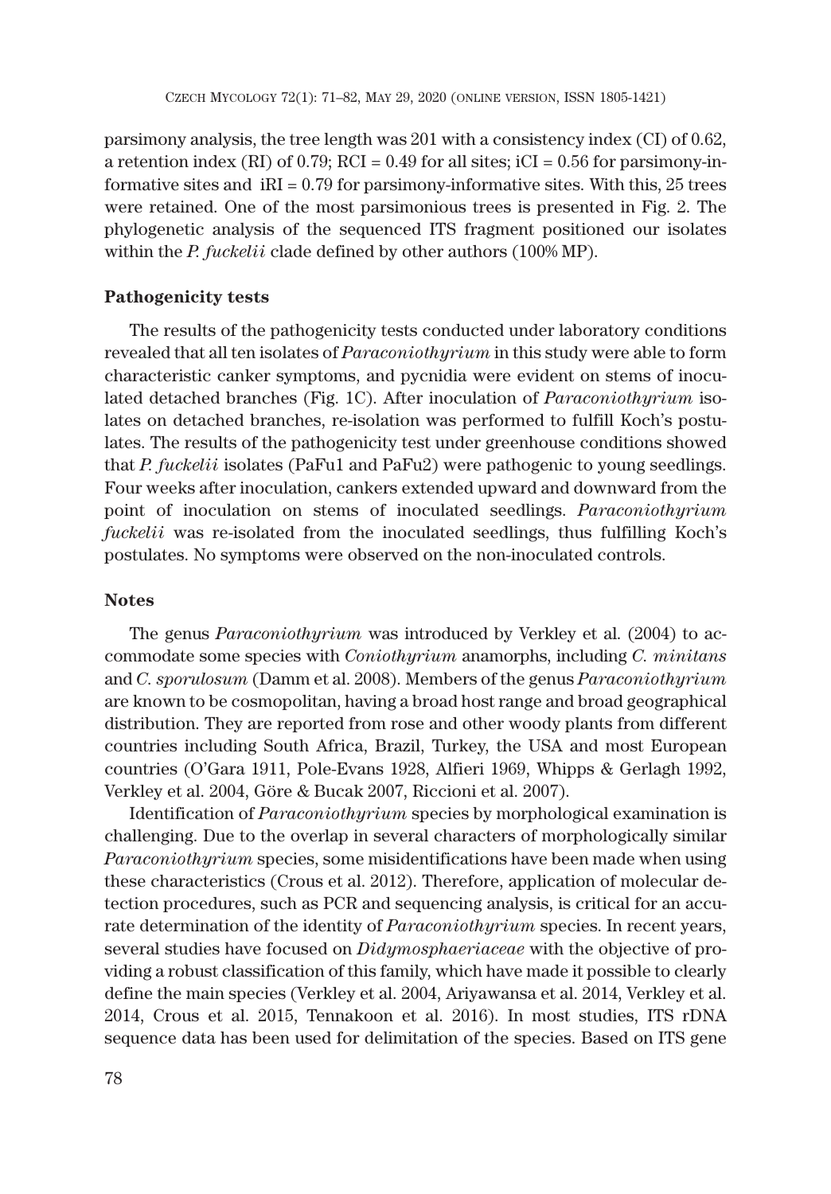parsimony analysis, the tree length was 201 with a consistency index (CI) of 0.62, a retention index (RI) of 0.79; RCI = 0.49 for all sites; iCI = 0.56 for parsimony-informative sites and iRI = 0.79 for parsimony-informative sites. With this, 25 trees were retained. One of the most parsimonious trees is presented in Fig. 2. The phylogenetic analysis of the sequenced ITS fragment positioned our isolates within the *P. fuckelii* clade defined by other authors (100% MP).

**Pathogenicity tests**

The results of the pathogenicity tests conducted under laboratory conditions revealed that all ten isolates of *Paraconiothyrium* in this study were able to form characteristic canker symptoms, and pycnidia were evident on stems of inoculated detached branches (Fig. 1C). After inoculation of *Paraconiothyrium* isolates on detached branches, re-isolation was performed to fulfill Koch's postulates. The results of the pathogenicity test under greenhouse conditions showed that *P. fuckelii* isolates (PaFu1 and PaFu2) were pathogenic to young seedlings. Four weeks after inoculation, cankers extended upward and downward from the point of inoculation on stems of inoculated seedlings. *Paraconiothyrium fuckelii* was re-isolated from the inoculated seedlings, thus fulfilling Koch's postulates. No symptoms were observed on the non-inoculated controls.

**Notes**

The genus *Paraconiothyrium* was introduced by Verkley et al. (2004) to accommodate some species with *Coniothyrium* anamorphs, including *C. minitans* and *C. sporulosum* (Damm et al. 2008). Members of the genus *Paraconiothyrium* are known to be cosmopolitan, having a broad host range and broad geographical distribution. They are reported from rose and other woody plants from different countries including South Africa, Brazil, Turkey, the USA and most European countries (O'Gara 1911, Pole-Evans 1928, Alfieri 1969, Whipps & Gerlagh 1992, Verkley et al. 2004, Göre & Bucak 2007, Riccioni et al. 2007).

Identification of *Paraconiothyrium* species by morphological examination is challenging. Due to the overlap in several characters of morphologically similar *Paraconiothyrium* species, some misidentifications have been made when using these characteristics (Crous et al. 2012). Therefore, application of molecular detection procedures, such as PCR and sequencing analysis, is critical for an accurate determination of the identity of *Paraconiothyrium* species. In recent years, several studies have focused on *Didymosphaeriaceae* with the objective of providing a robust classification of this family, which have made it possible to clearly define the main species (Verkley et al. 2004, Ariyawansa et al. 2014, Verkley et al. 2014, Crous et al. 2015, Tennakoon et al. 2016). In most studies, ITS rDNA sequence data has been used for delimitation of the species. Based on ITS gene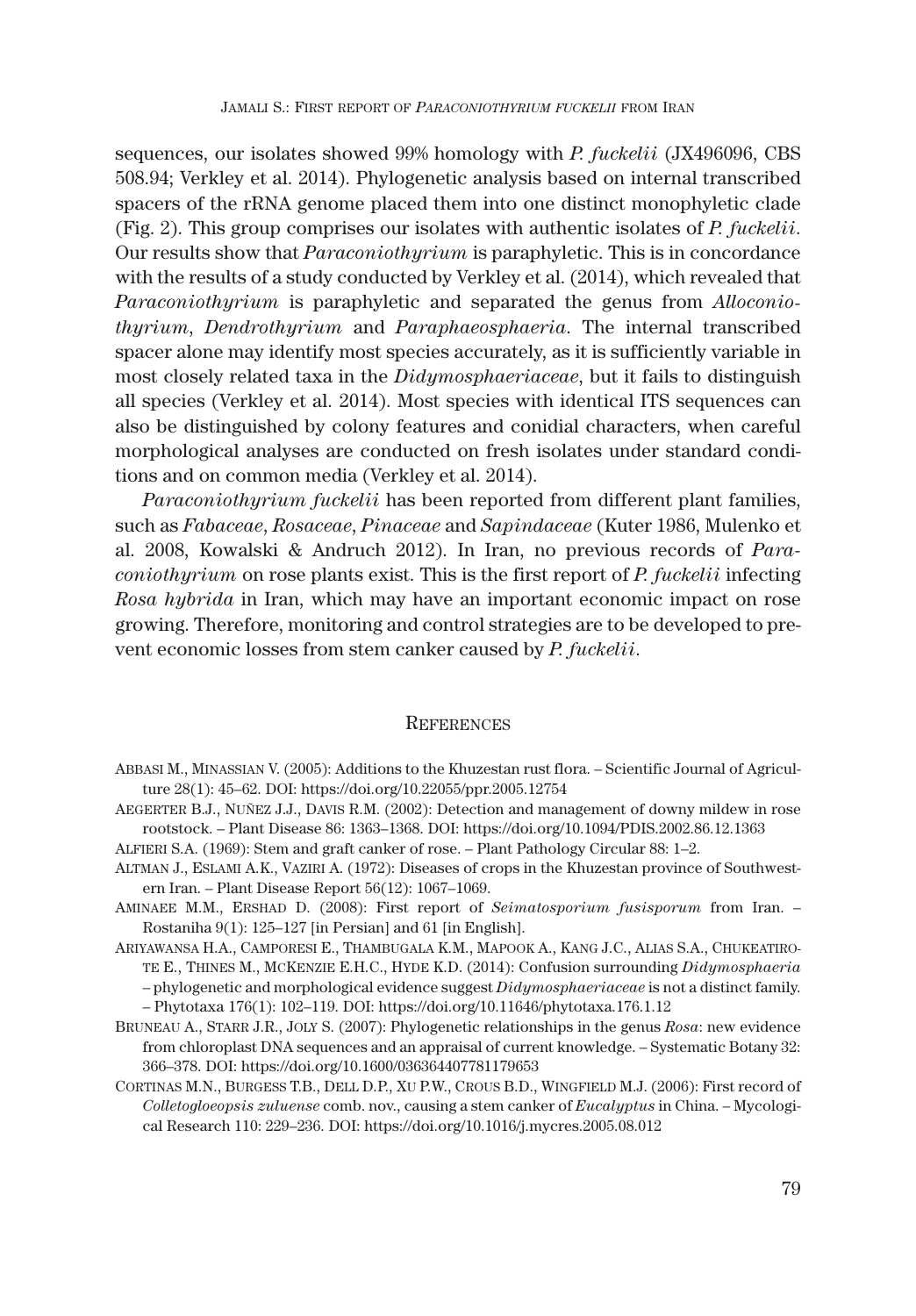sequences, our isolates showed 99% homology with *P. fuckelii* (JX496096, CBS 508.94; Verkley et al. 2014). Phylogenetic analysis based on internal transcribed spacers of the rRNA genome placed them into one distinct monophyletic clade (Fig. 2). This group comprises our isolates with authentic isolates of *P. fuckelii*. Our results show that *Paraconiothyrium* is paraphyletic. This is in concordance with the results of a study conducted by Verkley et al. (2014), which revealed that *Paraconiothyrium* is paraphyletic and separated the genus from *Alloconiothyrium*, *Dendrothyrium* and *Paraphaeosphaeria*. The internal transcribed spacer alone may identify most species accurately, as it is sufficiently variable in most closely related taxa in the *Didymosphaeriaceae*, but it fails to distinguish all species (Verkley et al. 2014). Most species with identical ITS sequences can also be distinguished by colony features and conidial characters, when careful morphological analyses are conducted on fresh isolates under standard conditions and on common media (Verkley et al. 2014).

*Paraconiothyrium fuckelii* has been reported from different plant families, such as *Fabaceae*, *Rosaceae*, *Pinaceae* and *Sapindaceae* (Kuter 1986, Mulenko et al. 2008, Kowalski & Andruch 2012). In Iran, no previous records of *Paraconiothyrium* on rose plants exist. This is the first report of *P. fuckelii* infecting *Rosa hybrida* in Iran, which may have an important economic impact on rose growing. Therefore, monitoring and control strategies are to be developed to prevent economic losses from stem canker caused by *P. fuckelii*.

## References

Abbasi M., Minassian V. (2005): Additions to the Khuzestan rust flora. – Scientific Journal of Agriculture 28(1): 45–62. DOI: https://doi.org/10.22055/ppr.2005.12754

Aegerter B.J., Nuñez J.J., Davis R.M. (2002): Detection and management of downy mildew in rose rootstock. – Plant Disease 86: 1363–1368. DOI: https://doi.org/10.1094/PDIS.2002.86.12.1363

Alfieri S.A. (1969): Stem and graft canker of rose. – Plant Pathology Circular 88: 1–2.

Altman J., Eslami A.K., Vaziri A. (1972): Diseases of crops in the Khuzestan province of Southwestern Iran. – Plant Disease Report 56(12): 1067–1069.

Aminaee M.M., Ershad D. (2008): First report of *Seimatosporium fusisporum* from Iran. – Rostaniha 9(1): 125–127 [in Persian] and 61 [in English].

Ariyawansa H.A., Camporesi E., Thambugala K.M., Mapook A., Kang J.C., Alias S.A., Chukeatirote E., Thines M., McKenzie E.H.C., Hyde K.D. (2014): Confusion surrounding *Didymosphaeria* – phylogenetic and morphological evidence suggest *Didymosphaeriaceae* is not a distinct family. – Phytotaxa 176(1): 102–119. DOI: https://doi.org/10.11646/phytotaxa.176.1.12

Bruneau A., Starr J.R., Joly S. (2007): Phylogenetic relationships in the genus *Rosa*: new evidence from chloroplast DNA sequences and an appraisal of current knowledge. – Systematic Botany 32: 366–378. DOI: https://doi.org/10.1600/036364407781179653

Cortinas M.N., Burgess T.B., Dell D.P., Xu P.W., Crous B.D., Wingfield M.J. (2006): First record of *Colletogloeopsis zuluense* comb. nov., causing a stem canker of *Eucalyptus* in China. – Mycological Research 110: 229–236. DOI: https://doi.org/10.1016/j.mycres.2005.08.012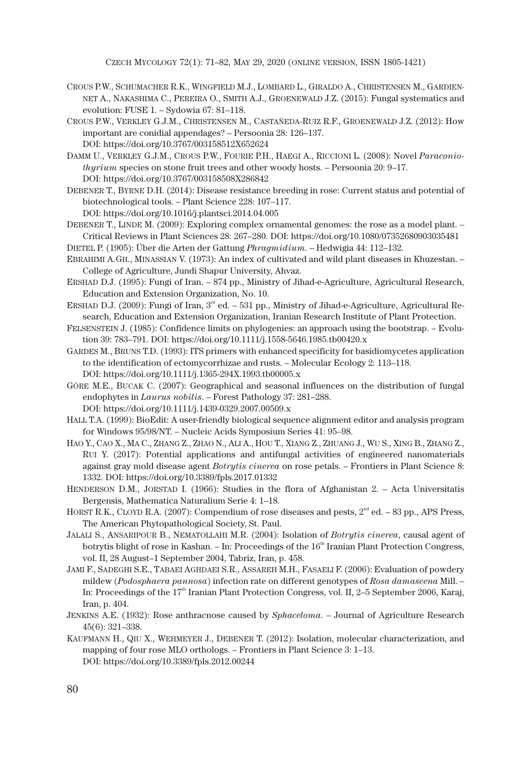Crous P.W., Schumacher R.K., Wingfield M.J., Lombard L., Giraldo A., Christensen M., Gardiennet A., Nakashima C., Pereira O., Smith A.J., Groenewald J.Z. (2015): Fungal systematics and evolution: FUSE 1. – Sydowia 67: 81–118.

Crous P.W., Verkley G.J.M., Christensen M., Castañeda-Ruiz R.F., Groenewald J.Z. (2012): How important are conidial appendages? – Persoonia 28: 126–137. DOI: https://doi.org/10.3767/003158512X652624

Damm U., Verkley G.J.M., Crous P.W., Fourie P.H., Haegi A., Riccioni L. (2008): Novel *Paraconiothyrium* species on stone fruit trees and other woody hosts. – Persoonia 20: 9–17. DOI: https://doi.org/10.3767/003158508X286842

Debener T., Byrne D.H. (2014): Disease resistance breeding in rose: Current status and potential of biotechnological tools. – Plant Science 228: 107–117. DOI: https://doi.org/10.1016/j.plantsci.2014.04.005

Debener T., Linde M. (2009): Exploring complex ornamental genomes: the rose as a model plant. – Critical Reviews in Plant Sciences 28: 267–280. DOI: https://doi.org/10.1080/07352680903035481

Dietel P. (1905): Über die Arten der Gattung *Phragmidium*. – Hedwigia 44: 112–132.

Ebrahimi A.Gh., Minassian V. (1973): An index of cultivated and wild plant diseases in Khuzestan. – College of Agriculture, Jundi Shapur University, Ahvaz.

Ershad D.J. (1995): Fungi of Iran. – 874 pp., Ministry of Jihad-e-Agriculture, Agricultural Research, Education and Extension Organization, No. 10.

Ershad D.J. (2009): Fungi of Iran, 3rd ed. – 531 pp., Ministry of Jihad-e-Agriculture, Agricultural Research, Education and Extension Organization, Iranian Research Institute of Plant Protection.

Felsenstein J. (1985): Confidence limits on phylogenies: an approach using the bootstrap. – Evolution 39: 783–791. DOI: https://doi.org/10.1111/j.1558-5646.1985.tb00420.x

Gardes M., Bruns T.D. (1993): ITS primers with enhanced specificity for basidiomycetes application to the identification of ectomycorrhizae and rusts. – Molecular Ecology 2: 113–118. DOI: https://doi.org/10.1111/j.1365-294X.1993.tb00005.x

Göre M.E., Bucak C. (2007): Geographical and seasonal influences on the distribution of fungal endophytes in *Laurus nobilis*. – Forest Pathology 37: 281–288. DOI: https://doi.org/10.1111/j.1439-0329.2007.00509.x

Hall T.A. (1999): BioEdit: A user-friendly biological sequence alignment editor and analysis program for Windows 95/98/NT. – Nucleic Acids Symposium Series 41: 95–98.

Hao Y., Cao X., Ma C., Zhang Z., Zhao N., Ali A., Hou T., Xiang Z., Zhuang J., Wu S., Xing B., Zhang Z., Rui Y. (2017): Potential applications and antifungal activities of engineered nanomaterials against gray mold disease agent *Botrytis cinerea* on rose petals. – Frontiers in Plant Science 8: 1332. DOI: https://doi.org/10.3389/fpls.2017.01332

Henderson D.M., Jorstad I. (1966): Studies in the flora of Afghanistan 2. – Acta Universitatis Bergensis, Mathematica Naturalium Serie 4: 1–18.

Horst R.K., Cloyd R.A. (2007): Compendium of rose diseases and pests, 2nd ed. – 83 pp., APS Press, The American Phytopathological Society, St. Paul.

Jalali S., Ansaripour B., Nematollahi M.R. (2004): Isolation of *Botrytis cinerea*, causal agent of botrytis blight of rose in Kashan. – In: Proceedings of the 16th Iranian Plant Protection Congress, vol. II, 28 August–1 September 2004, Tabriz, Iran, p. 458.

Jami F., Sadeghi S.E., Tabaei Aghdaei S.R., Assareh M.H., Fasaeli F. (2006): Evaluation of powdery mildew (*Podosphaera pannosa*) infection rate on different genotypes of *Rosa damascena* Mill. – In: Proceedings of the 17th Iranian Plant Protection Congress, vol. II, 2–5 September 2006, Karaj, Iran, p. 404.

Jenkins A.E. (1932): Rose anthracnose caused by *Sphaceloma*. – Journal of Agriculture Research 45(6): 321–338.

Kaufmann H., Qiu X., Wehmeyer J., Debener T. (2012): Isolation, molecular characterization, and mapping of four rose MLO orthologs. – Frontiers in Plant Science 3: 1–13. DOI: https://doi.org/10.3389/fpls.2012.00244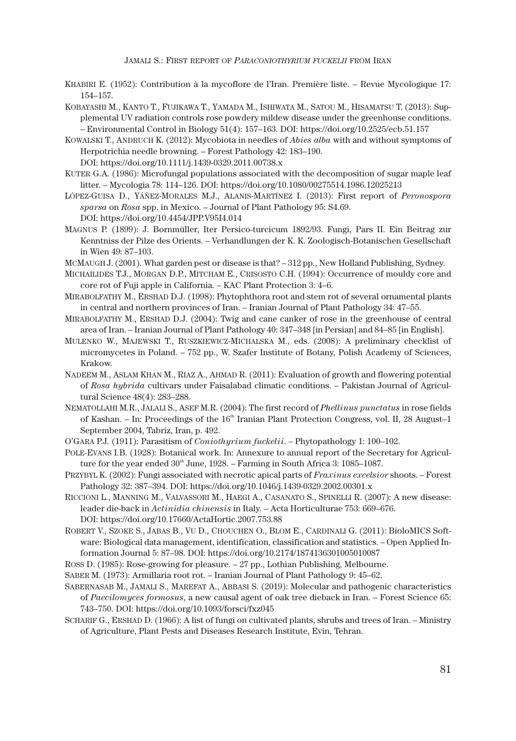Khabiri E. (1952): Contribution à la mycoflore de l'Iran. Première liste. – Revue Mycologique 17: 154–157.

Kobayashi M., Kanto T., Fujikawa T., Yamada M., Ishiwata M., Satou M., Hisamatsu T. (2013): Supplemental UV radiation controls rose powdery mildew disease under the greenhouse conditions. – Environmental Control in Biology 51(4): 157–163. DOI: https://doi.org/10.2525/ecb.51.157

Kowalski T., Andruch K. (2012): Mycobiota in needles of *Abies alba* with and without symptoms of Herpotrichia needle browning. – Forest Pathology 42: 183–190. DOI: https://doi.org/10.1111/j.1439-0329.2011.00738.x

Kuter G.A. (1986): Microfungal populations associated with the decomposition of sugar maple leaf litter. – Mycologia 78: 114–126. DOI: https://doi.org/10.1080/00275514.1986.12025213

López-Guisa D., Yáñez-Morales M.J., Alanis-Martínez I. (2013): First report of *Peronospora sparsa* on *Rosa* spp. in Mexico. – Journal of Plant Pathology 95: S4.69. DOI: https://doi.org/10.4454/JPP.V95I4.014

Magnus P. (1899): J. Bornmüller, Iter Persico-turcicum 1892/93. Fungi, Pars II. Ein Beitrag zur Kenntniss der Pilze des Orients. – Verhandlungen der K. K. Zoologisch-Botanischen Gesellschaft in Wien 49: 87–103.

McMaugh J. (2001). What garden pest or disease is that? – 312 pp., New Holland Publishing, Sydney.

Michailides T.J., Morgan D.P., Mitcham E., Crisosto C.H. (1994): Occurrence of mouldy core and core rot of Fuji apple in California. – KAC Plant Protection 3: 4–6.

Mirabolfathy M., Ershad D.J. (1998): Phytophthora root and stem rot of several ornamental plants in central and northern provinces of Iran. – Iranian Journal of Plant Pathology 34: 47–55.

Mirabolfathy M., Ershad D.J. (2004): Twig and cane canker of rose in the greenhouse of central area of Iran. – Iranian Journal of Plant Pathology 40: 347–348 [in Persian] and 84–85 [in English].

Mulenko W., Majewski T., Ruszkiewicz-Michalska M., eds. (2008): A preliminary checklist of micromycetes in Poland. – 752 pp., W. Szafer Institute of Botany, Polish Academy of Sciences, Krakow.

Nadeem M., Aslam Khan M., Riaz A., Ahmad R. (2011): Evaluation of growth and flowering potential of *Rosa hybrida* cultivars under Faisalabad climatic conditions. – Pakistan Journal of Agricultural Science 48(4): 283–288.

Nematollahi M.R., Jalali S., Asef M.R. (2004): The first record of *Phellinus punctatus* in rose fields of Kashan. – In: Proceedings of the 16th Iranian Plant Protection Congress, vol. II, 28 August–1 September 2004, Tabriz, Iran, p. 492.

O'Gara P.J. (1911): Parasitism of *Coniothyrium fuckelii*. – Phytopathology 1: 100–102.

Pole-Evans I.B. (1928): Botanical work. In: Annexure to annual report of the Secretary for Agriculture for the year ended 30th June, 1928. – Farming in South Africa 3: 1085–1087.

Przybyl K. (2002): Fungi associated with necrotic apical parts of *Fraxinus excelsior* shoots. – Forest Pathology 32: 387–394. DOI: https://doi.org/10.1046/j.1439-0329.2002.00301.x

Riccioni L., Manning M., Valvassori M., Haegi A., Casanato S., Spinelli R. (2007): A new disease: leader die-back in *Actinidia chinensis* in Italy. – Acta Horticulturae 753: 669–676. DOI: https://doi.org/10.17660/ActaHortic.2007.753.88

Robert V., Szoke S., Jabas B., Vu D., Chouchen O., Blom E., Cardinali G. (2011): BioloMICS Software: Biological data management, identification, classification and statistics. – Open Applied Information Journal 5: 87–98. DOI: https://doi.org/10.2174/1874136301005010087

Ross D. (1985): Rose-growing for pleasure. – 27 pp., Lothian Publishing, Melbourne.

Saber M. (1973): Armillaria root rot. – Iranian Journal of Plant Pathology 9: 45–62.

Sabernasab M., Jamali S., Marefat A., Abbasi S. (2019): Molecular and pathogenic characteristics of *Paecilomyces formosus*, a new causal agent of oak tree dieback in Iran. – Forest Science 65: 743–750. DOI: https://doi.org/10.1093/forsci/fxz045

Scharif G., Ershad D. (1966): A list of fungi on cultivated plants, shrubs and trees of Iran. – Ministry of Agriculture, Plant Pests and Diseases Research Institute, Evin, Tehran.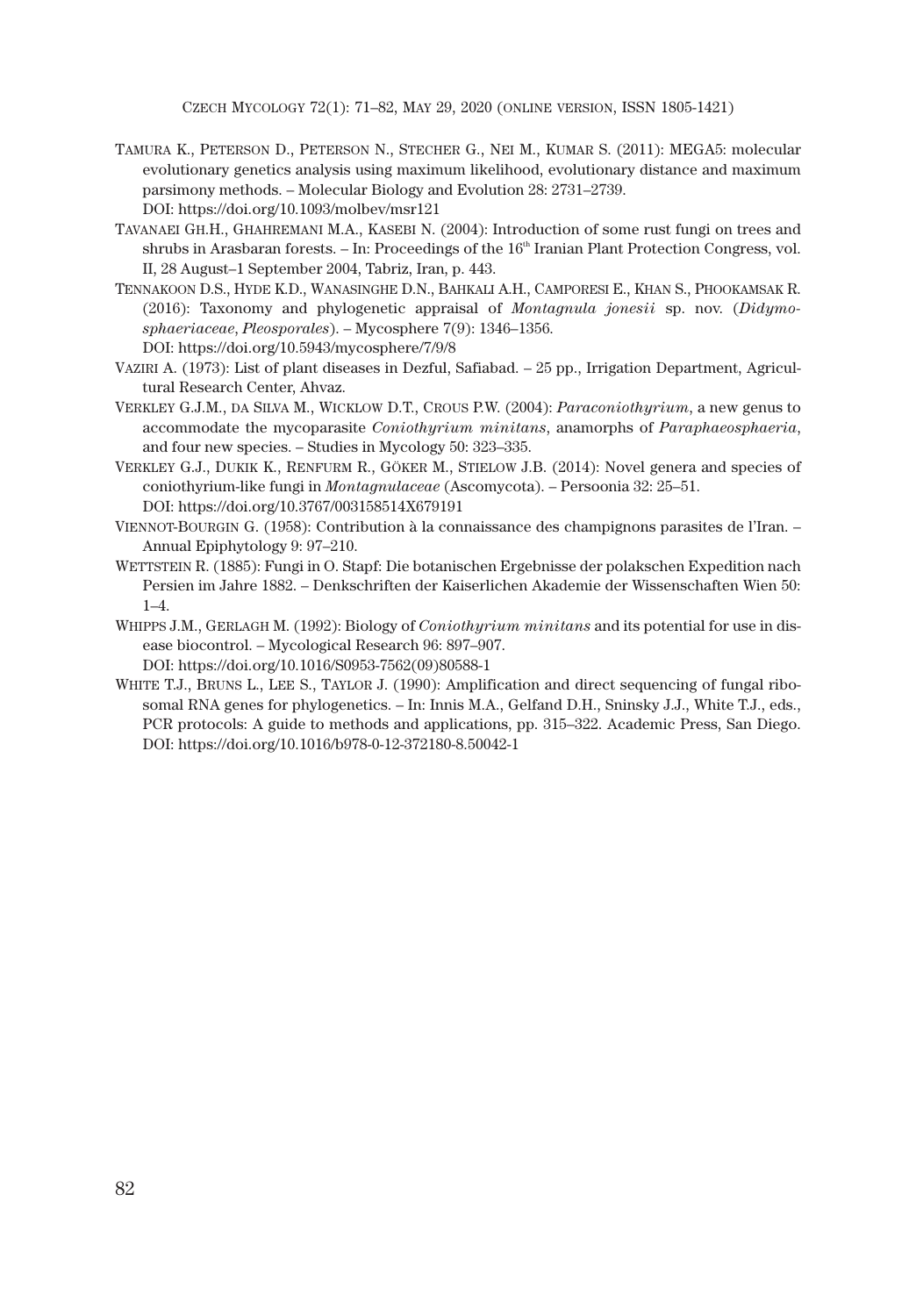Tamura K., Peterson D., Peterson N., Stecher G., Nei M., Kumar S. (2011): MEGA5: molecular evolutionary genetics analysis using maximum likelihood, evolutionary distance and maximum parsimony methods. – Molecular Biology and Evolution 28: 2731–2739.
DOI: https://doi.org/10.1093/molbev/msr121

Tavanaei Gh.H., Ghahremani M.A., Kasebi N. (2004): Introduction of some rust fungi on trees and shrubs in Arasbaran forests. – In: Proceedings of the 16th Iranian Plant Protection Congress, vol. II, 28 August–1 September 2004, Tabriz, Iran, p. 443.

Tennakoon D.S., Hyde K.D., Wanasinghe D.N., Bahkali A.H., Camporesi E., Khan S., Phookamsak R. (2016): Taxonomy and phylogenetic appraisal of *Montagnula jonesii* sp. nov. (*Didymosphaeriaceae*, *Pleosporales*). – Mycosphere 7(9): 1346–1356.
DOI: https://doi.org/10.5943/mycosphere/7/9/8

Vaziri A. (1973): List of plant diseases in Dezful, Safiabad. – 25 pp., Irrigation Department, Agricultural Research Center, Ahvaz.

Verkley G.J.M., da Silva M., Wicklow D.T., Crous P.W. (2004): *Paraconiothyrium*, a new genus to accommodate the mycoparasite *Coniothyrium minitans*, anamorphs of *Paraphaeosphaeria*, and four new species. – Studies in Mycology 50: 323–335.

Verkley G.J., Dukik K., Renfurm R., Göker M., Stielow J.B. (2014): Novel genera and species of coniothyrium-like fungi in *Montagnulaceae* (Ascomycota). – Persoonia 32: 25–51.
DOI: https://doi.org/10.3767/003158514X679191

Viennot-Bourgin G. (1958): Contribution à la connaissance des champignons parasites de l'Iran. – Annual Epiphytology 9: 97–210.

Wettstein R. (1885): Fungi in O. Stapf: Die botanischen Ergebnisse der polakschen Expedition nach Persien im Jahre 1882. – Denkschriften der Kaiserlichen Akademie der Wissenschaften Wien 50: 1–4.

Whipps J.M., Gerlagh M. (1992): Biology of *Coniothyrium minitans* and its potential for use in disease biocontrol. – Mycological Research 96: 897–907.
DOI: https://doi.org/10.1016/S0953-7562(09)80588-1

White T.J., Bruns L., Lee S., Taylor J. (1990): Amplification and direct sequencing of fungal ribosomal RNA genes for phylogenetics. – In: Innis M.A., Gelfand D.H., Sninsky J.J., White T.J., eds., PCR protocols: A guide to methods and applications, pp. 315–322. Academic Press, San Diego.
DOI: https://doi.org/10.1016/b978-0-12-372180-8.50042-1